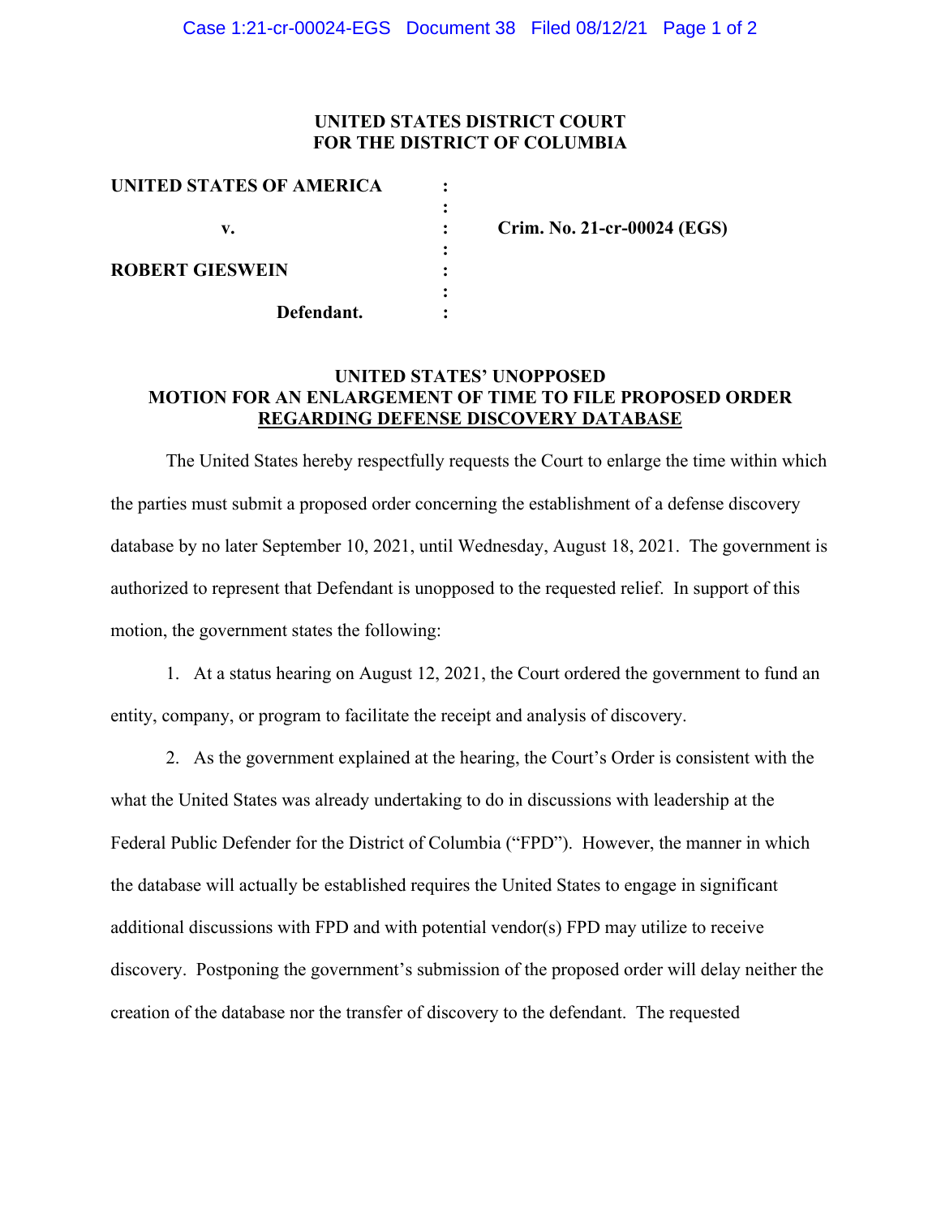**UNITED STATES DISTRICT COURT**
**FOR THE DISTRICT OF COLUMBIA**

| | | |
|---|---|---|
| **UNITED STATES OF AMERICA** | : | |
| | : | |
| **v.** | : | **Crim. No. 21-cr-00024 (EGS)** |
| | : | |
| **ROBERT GIESWEIN** | : | |
| | : | |
| **Defendant.** | : | |

**UNITED STATES' UNOPPOSED**
**MOTION FOR AN ENLARGEMENT OF TIME TO FILE PROPOSED ORDER**
**REGARDING DEFENSE DISCOVERY DATABASE**

The United States hereby respectfully requests the Court to enlarge the time within which the parties must submit a proposed order concerning the establishment of a defense discovery database by no later September 10, 2021, until Wednesday, August 18, 2021. The government is authorized to represent that Defendant is unopposed to the requested relief. In support of this motion, the government states the following:

1. At a status hearing on August 12, 2021, the Court ordered the government to fund an entity, company, or program to facilitate the receipt and analysis of discovery.

2. As the government explained at the hearing, the Court's Order is consistent with the what the United States was already undertaking to do in discussions with leadership at the Federal Public Defender for the District of Columbia ("FPD"). However, the manner in which the database will actually be established requires the United States to engage in significant additional discussions with FPD and with potential vendor(s) FPD may utilize to receive discovery. Postponing the government's submission of the proposed order will delay neither the creation of the database nor the transfer of discovery to the defendant. The requested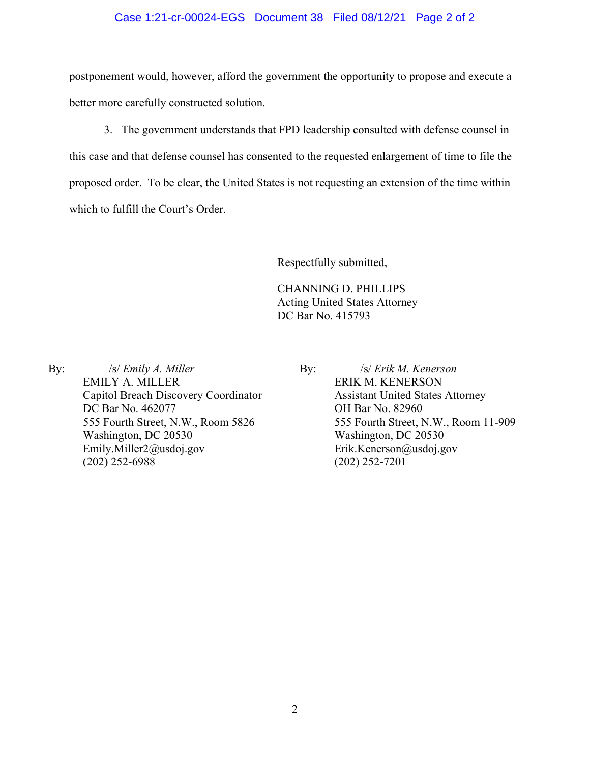postponement would, however, afford the government the opportunity to propose and execute a better more carefully constructed solution.

3. The government understands that FPD leadership consulted with defense counsel in this case and that defense counsel has consented to the requested enlargement of time to file the proposed order. To be clear, the United States is not requesting an extension of the time within which to fulfill the Court's Order.

Respectfully submitted,

CHANNING D. PHILLIPS  
Acting United States Attorney  
DC Bar No. 415793

By: /s/ *Emily A. Miller*  
EMILY A. MILLER  
Capitol Breach Discovery Coordinator  
DC Bar No. 462077  
555 Fourth Street, N.W., Room 5826  
Washington, DC 20530  
Emily.Miller2@usdoj.gov  
(202) 252-6988

By: /s/ *Erik M. Kenerson*  
ERIK M. KENERSON  
Assistant United States Attorney  
OH Bar No. 82960  
555 Fourth Street, N.W., Room 11-909  
Washington, DC 20530  
Erik.Kenerson@usdoj.gov  
(202) 252-7201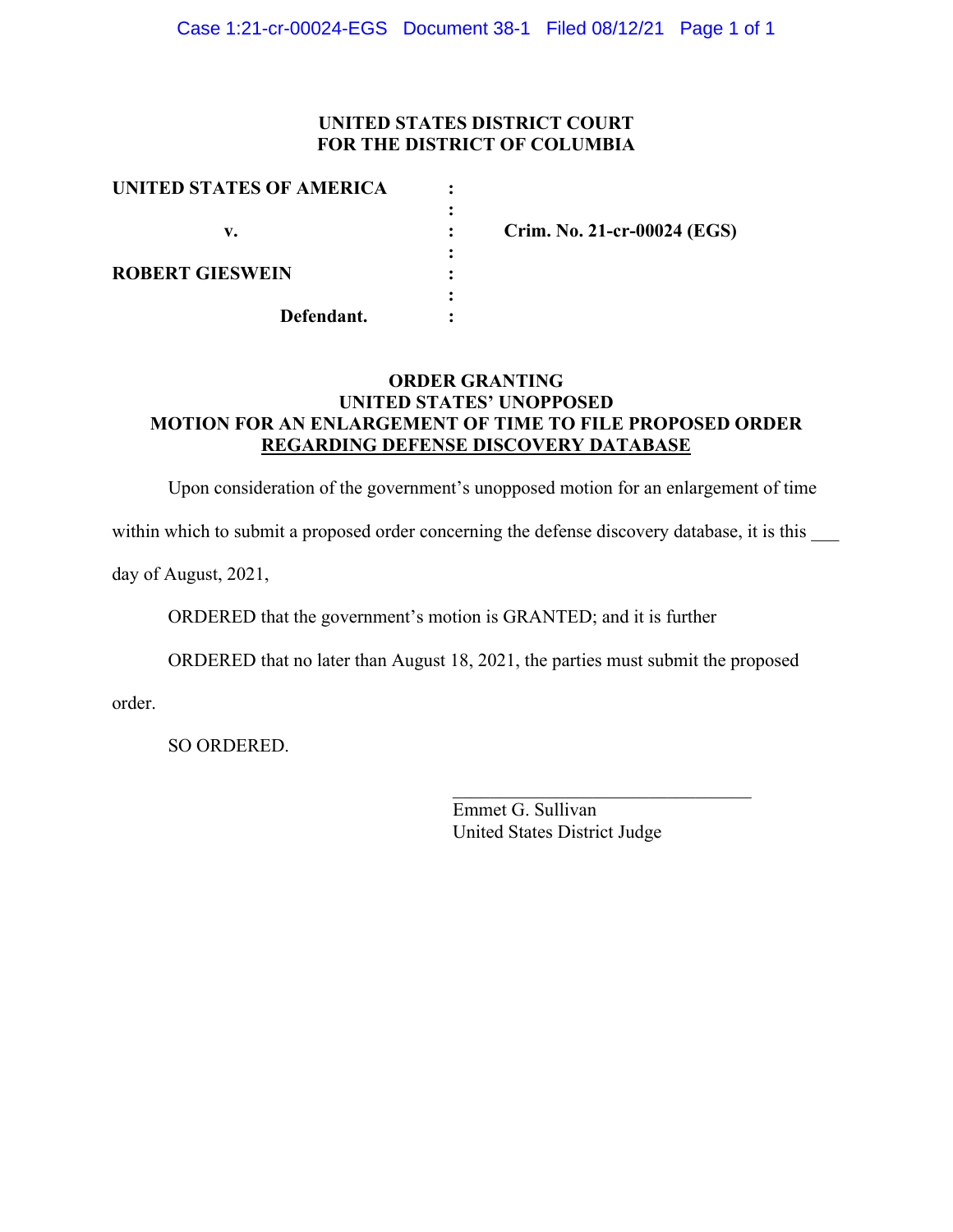**UNITED STATES DISTRICT COURT**
**FOR THE DISTRICT OF COLUMBIA**

| | | |
|---|---|---|
| **UNITED STATES OF AMERICA** | : | |
| | : | |
| **v.** | : | **Crim. No. 21-cr-00024 (EGS)** |
| | : | |
| **ROBERT GIESWEIN** | : | |
| | : | |
| **Defendant.** | : | |

**ORDER GRANTING**
**UNITED STATES' UNOPPOSED**
**MOTION FOR AN ENLARGEMENT OF TIME TO FILE PROPOSED ORDER**
**REGARDING DEFENSE DISCOVERY DATABASE**

Upon consideration of the government's unopposed motion for an enlargement of time within which to submit a proposed order concerning the defense discovery database, it is this ___ day of August, 2021,

ORDERED that the government's motion is GRANTED; and it is further

ORDERED that no later than August 18, 2021, the parties must submit the proposed order.

SO ORDERED.

\_\_\_\_\_\_\_\_\_\_\_\_\_\_\_\_\_\_\_\_\_\_\_\_\_\_\_\_\_\_\_\_
Emmet G. Sullivan
United States District Judge